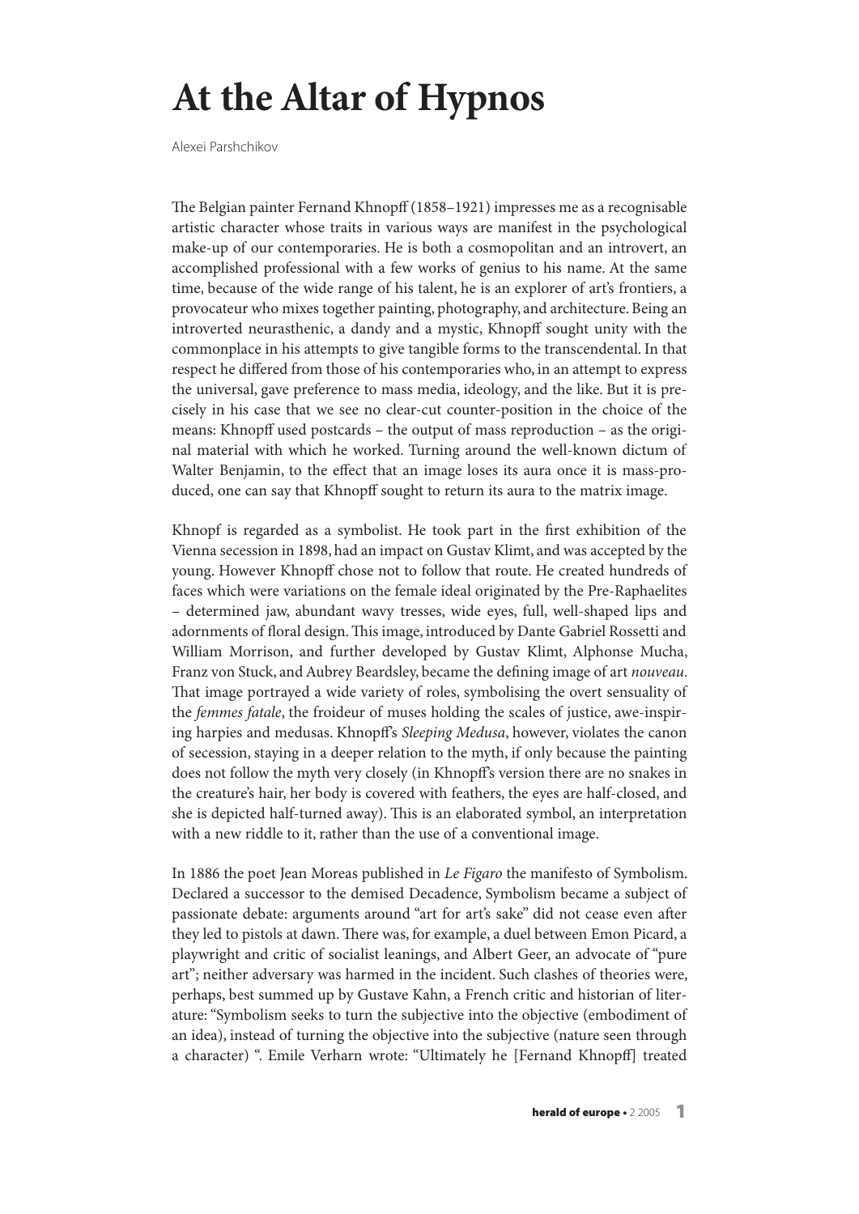# At the Altar of Hypnos

Alexei Parshchikov

The Belgian painter Fernand Khnopff (1858–1921) impresses me as a recognisable artistic character whose traits in various ways are manifest in the psychological make-up of our contemporaries. He is both a cosmopolitan and an introvert, an accomplished professional with a few works of genius to his name. At the same time, because of the wide range of his talent, he is an explorer of art's frontiers, a provocateur who mixes together painting, photography, and architecture. Being an introverted neurasthenic, a dandy and a mystic, Khnopff sought unity with the commonplace in his attempts to give tangible forms to the transcendental. In that respect he differed from those of his contemporaries who, in an attempt to express the universal, gave preference to mass media, ideology, and the like. But it is precisely in his case that we see no clear-cut counter-position in the choice of the means: Khnopff used postcards – the output of mass reproduction – as the original material with which he worked. Turning around the well-known dictum of Walter Benjamin, to the effect that an image loses its aura once it is mass-produced, one can say that Khnopff sought to return its aura to the matrix image.

Khnopf is regarded as a symbolist. He took part in the first exhibition of the Vienna secession in 1898, had an impact on Gustav Klimt, and was accepted by the young. However Khnopff chose not to follow that route. He created hundreds of faces which were variations on the female ideal originated by the Pre-Raphaelites – determined jaw, abundant wavy tresses, wide eyes, full, well-shaped lips and adornments of floral design. This image, introduced by Dante Gabriel Rossetti and William Morrison, and further developed by Gustav Klimt, Alphonse Mucha, Franz von Stuck, and Aubrey Beardsley, became the defining image of art *nouveau*. That image portrayed a wide variety of roles, symbolising the overt sensuality of the *femmes fatale*, the froideur of muses holding the scales of justice, awe-inspiring harpies and medusas. Khnopff's *Sleeping Medusa*, however, violates the canon of secession, staying in a deeper relation to the myth, if only because the painting does not follow the myth very closely (in Khnopff's version there are no snakes in the creature's hair, her body is covered with feathers, the eyes are half-closed, and she is depicted half-turned away). This is an elaborated symbol, an interpretation with a new riddle to it, rather than the use of a conventional image.

In 1886 the poet Jean Moreas published in *Le Figaro* the manifesto of Symbolism. Declared a successor to the demised Decadence, Symbolism became a subject of passionate debate: arguments around "art for art's sake" did not cease even after they led to pistols at dawn. There was, for example, a duel between Emon Picard, a playwright and critic of socialist leanings, and Albert Geer, an advocate of "pure art"; neither adversary was harmed in the incident. Such clashes of theories were, perhaps, best summed up by Gustave Kahn, a French critic and historian of literature: "Symbolism seeks to turn the subjective into the objective (embodiment of an idea), instead of turning the objective into the subjective (nature seen through a character) ". Emile Verharn wrote: "Ultimately he [Fernand Khnopff] treated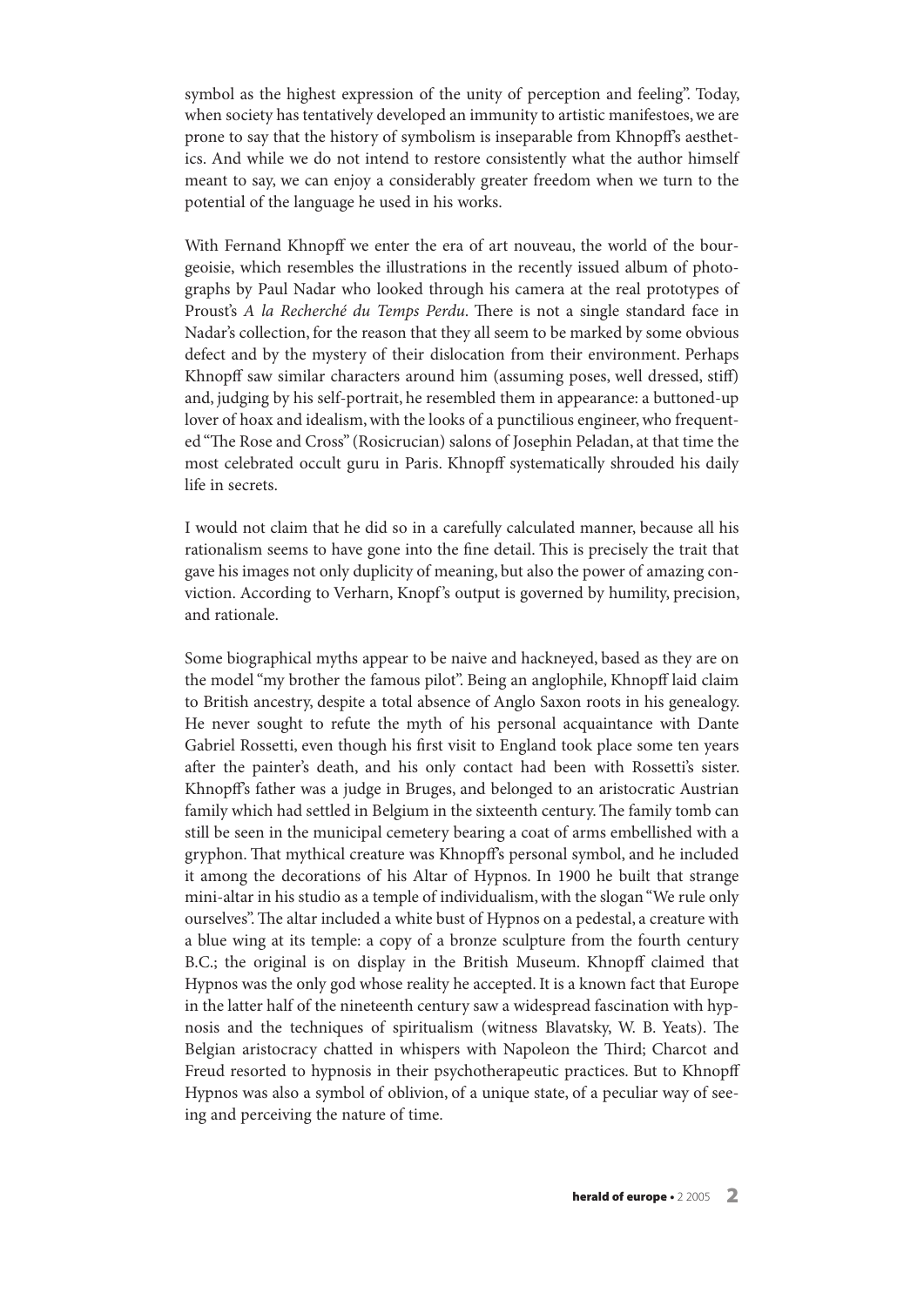symbol as the highest expression of the unity of perception and feeling". Today, when society has tentatively developed an immunity to artistic manifestoes, we are prone to say that the history of symbolism is inseparable from Khnopff's aesthetics. And while we do not intend to restore consistently what the author himself meant to say, we can enjoy a considerably greater freedom when we turn to the potential of the language he used in his works.

With Fernand Khnopff we enter the era of art nouveau, the world of the bourgeoisie, which resembles the illustrations in the recently issued album of photographs by Paul Nadar who looked through his camera at the real prototypes of Proust's *A la Recherché du Temps Perdu*. There is not a single standard face in Nadar's collection, for the reason that they all seem to be marked by some obvious defect and by the mystery of their dislocation from their environment. Perhaps Khnopff saw similar characters around him (assuming poses, well dressed, stiff) and, judging by his self-portrait, he resembled them in appearance: a buttoned-up lover of hoax and idealism, with the looks of a punctilious engineer, who frequented "The Rose and Cross" (Rosicrucian) salons of Josephin Peladan, at that time the most celebrated occult guru in Paris. Khnopff systematically shrouded his daily life in secrets.

I would not claim that he did so in a carefully calculated manner, because all his rationalism seems to have gone into the fine detail. This is precisely the trait that gave his images not only duplicity of meaning, but also the power of amazing conviction. According to Verharn, Knopf's output is governed by humility, precision, and rationale.

Some biographical myths appear to be naive and hackneyed, based as they are on the model "my brother the famous pilot". Being an anglophile, Khnopff laid claim to British ancestry, despite a total absence of Anglo Saxon roots in his genealogy. He never sought to refute the myth of his personal acquaintance with Dante Gabriel Rossetti, even though his first visit to England took place some ten years after the painter's death, and his only contact had been with Rossetti's sister. Khnopff's father was a judge in Bruges, and belonged to an aristocratic Austrian family which had settled in Belgium in the sixteenth century. The family tomb can still be seen in the municipal cemetery bearing a coat of arms embellished with a gryphon. That mythical creature was Khnopff's personal symbol, and he included it among the decorations of his Altar of Hypnos. In 1900 he built that strange mini-altar in his studio as a temple of individualism, with the slogan "We rule only ourselves". The altar included a white bust of Hypnos on a pedestal, a creature with a blue wing at its temple: a copy of a bronze sculpture from the fourth century B.C.; the original is on display in the British Museum. Khnopff claimed that Hypnos was the only god whose reality he accepted. It is a known fact that Europe in the latter half of the nineteenth century saw a widespread fascination with hypnosis and the techniques of spiritualism (witness Blavatsky, W. B. Yeats). The Belgian aristocracy chatted in whispers with Napoleon the Third; Charcot and Freud resorted to hypnosis in their psychotherapeutic practices. But to Khnopff Hypnos was also a symbol of oblivion, of a unique state, of a peculiar way of seeing and perceiving the nature of time.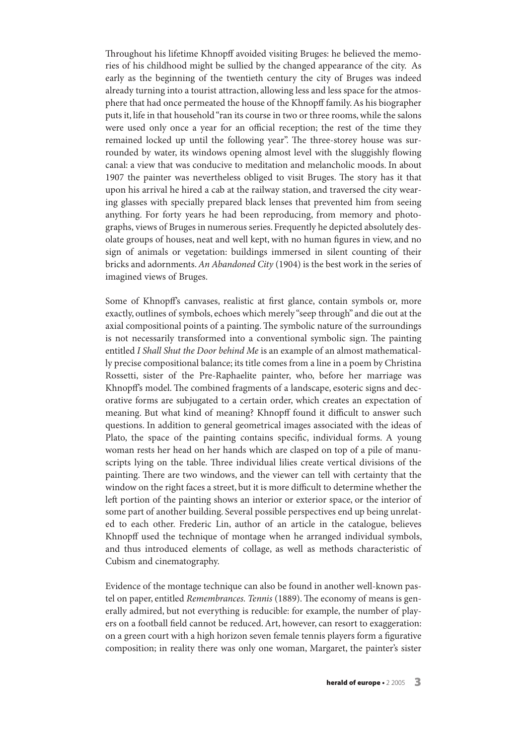Throughout his lifetime Khnopff avoided visiting Bruges: he believed the memories of his childhood might be sullied by the changed appearance of the city. As early as the beginning of the twentieth century the city of Bruges was indeed already turning into a tourist attraction, allowing less and less space for the atmosphere that had once permeated the house of the Khnopff family. As his biographer puts it, life in that household "ran its course in two or three rooms, while the salons were used only once a year for an official reception; the rest of the time they remained locked up until the following year". The three-storey house was surrounded by water, its windows opening almost level with the sluggishly flowing canal: a view that was conducive to meditation and melancholic moods. In about 1907 the painter was nevertheless obliged to visit Bruges. The story has it that upon his arrival he hired a cab at the railway station, and traversed the city wearing glasses with specially prepared black lenses that prevented him from seeing anything. For forty years he had been reproducing, from memory and photographs, views of Bruges in numerous series. Frequently he depicted absolutely desolate groups of houses, neat and well kept, with no human figures in view, and no sign of animals or vegetation: buildings immersed in silent counting of their bricks and adornments. *An Abandoned City* (1904) is the best work in the series of imagined views of Bruges.

Some of Khnopff's canvases, realistic at first glance, contain symbols or, more exactly, outlines of symbols, echoes which merely "seep through" and die out at the axial compositional points of a painting. The symbolic nature of the surroundings is not necessarily transformed into a conventional symbolic sign. The painting entitled *I Shall Shut the Door behind Me* is an example of an almost mathematically precise compositional balance; its title comes from a line in a poem by Christina Rossetti, sister of the Pre-Raphaelite painter, who, before her marriage was Khnopff's model. The combined fragments of a landscape, esoteric signs and decorative forms are subjugated to a certain order, which creates an expectation of meaning. But what kind of meaning? Khnopff found it difficult to answer such questions. In addition to general geometrical images associated with the ideas of Plato, the space of the painting contains specific, individual forms. A young woman rests her head on her hands which are clasped on top of a pile of manuscripts lying on the table. Three individual lilies create vertical divisions of the painting. There are two windows, and the viewer can tell with certainty that the window on the right faces a street, but it is more difficult to determine whether the left portion of the painting shows an interior or exterior space, or the interior of some part of another building. Several possible perspectives end up being unrelated to each other. Frederic Lin, author of an article in the catalogue, believes Khnopff used the technique of montage when he arranged individual symbols, and thus introduced elements of collage, as well as methods characteristic of Cubism and cinematography.

Evidence of the montage technique can also be found in another well-known pastel on paper, entitled *Remembrances. Tennis* (1889). The economy of means is generally admired, but not everything is reducible: for example, the number of players on a football field cannot be reduced. Art, however, can resort to exaggeration: on a green court with a high horizon seven female tennis players form a figurative composition; in reality there was only one woman, Margaret, the painter's sister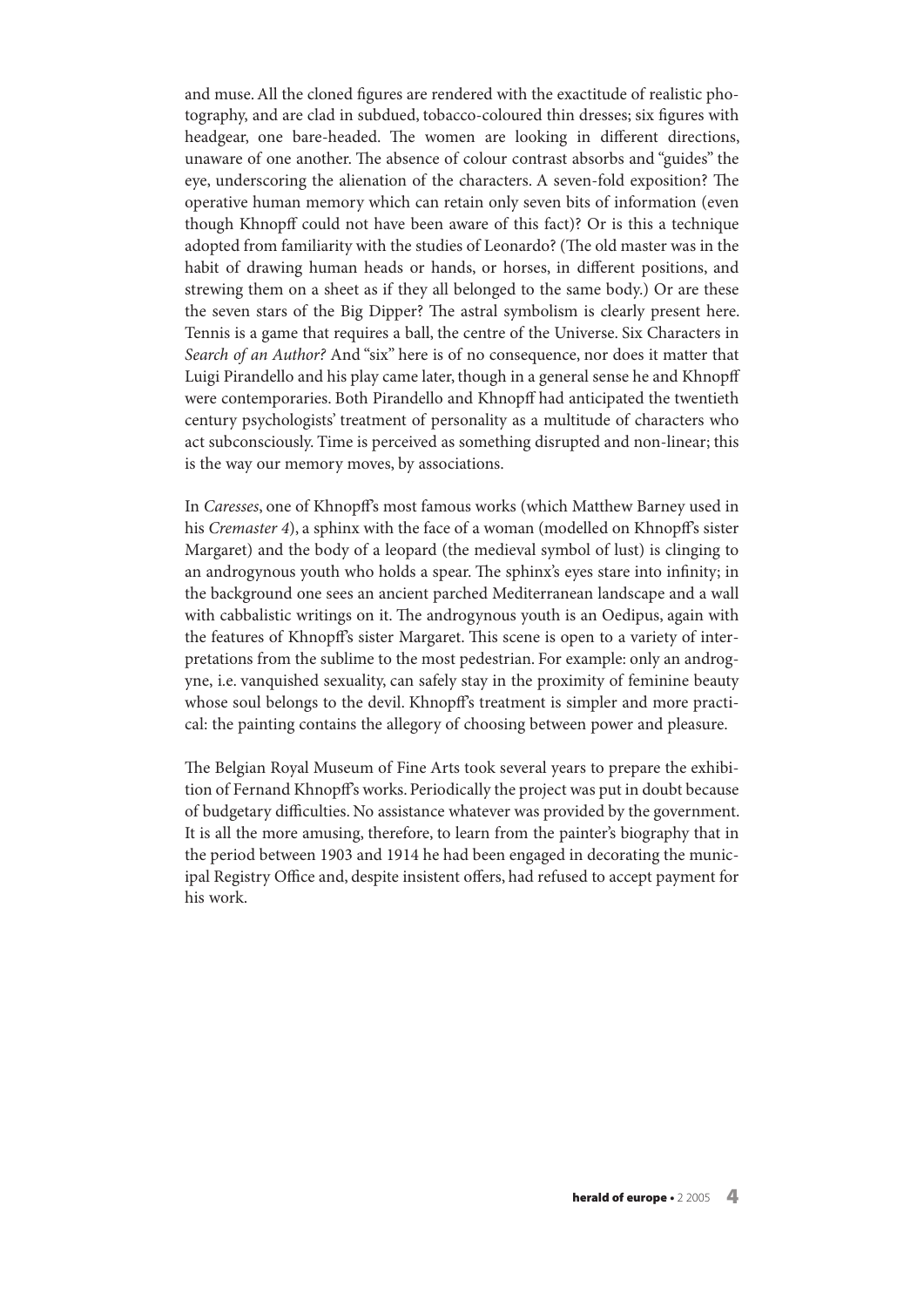and muse. All the cloned figures are rendered with the exactitude of realistic photography, and are clad in subdued, tobacco-coloured thin dresses; six figures with headgear, one bare-headed. The women are looking in different directions, unaware of one another. The absence of colour contrast absorbs and "guides" the eye, underscoring the alienation of the characters. A seven-fold exposition? The operative human memory which can retain only seven bits of information (even though Khnopff could not have been aware of this fact)? Or is this a technique adopted from familiarity with the studies of Leonardo? (The old master was in the habit of drawing human heads or hands, or horses, in different positions, and strewing them on a sheet as if they all belonged to the same body.) Or are these the seven stars of the Big Dipper? The astral symbolism is clearly present here. Tennis is a game that requires a ball, the centre of the Universe. Six Characters in *Search of an Author*? And "six" here is of no consequence, nor does it matter that Luigi Pirandello and his play came later, though in a general sense he and Khnopff were contemporaries. Both Pirandello and Khnopff had anticipated the twentieth century psychologists' treatment of personality as a multitude of characters who act subconsciously. Time is perceived as something disrupted and non-linear; this is the way our memory moves, by associations.

In *Caresses*, one of Khnopff's most famous works (which Matthew Barney used in his *Cremaster 4*), a sphinx with the face of a woman (modelled on Khnopff's sister Margaret) and the body of a leopard (the medieval symbol of lust) is clinging to an androgynous youth who holds a spear. The sphinx's eyes stare into infinity; in the background one sees an ancient parched Mediterranean landscape and a wall with cabbalistic writings on it. The androgynous youth is an Oedipus, again with the features of Khnopff's sister Margaret. This scene is open to a variety of interpretations from the sublime to the most pedestrian. For example: only an androgyne, i.e. vanquished sexuality, can safely stay in the proximity of feminine beauty whose soul belongs to the devil. Khnopff's treatment is simpler and more practical: the painting contains the allegory of choosing between power and pleasure.

The Belgian Royal Museum of Fine Arts took several years to prepare the exhibition of Fernand Khnopff's works. Periodically the project was put in doubt because of budgetary difficulties. No assistance whatever was provided by the government. It is all the more amusing, therefore, to learn from the painter's biography that in the period between 1903 and 1914 he had been engaged in decorating the municipal Registry Office and, despite insistent offers, had refused to accept payment for his work.